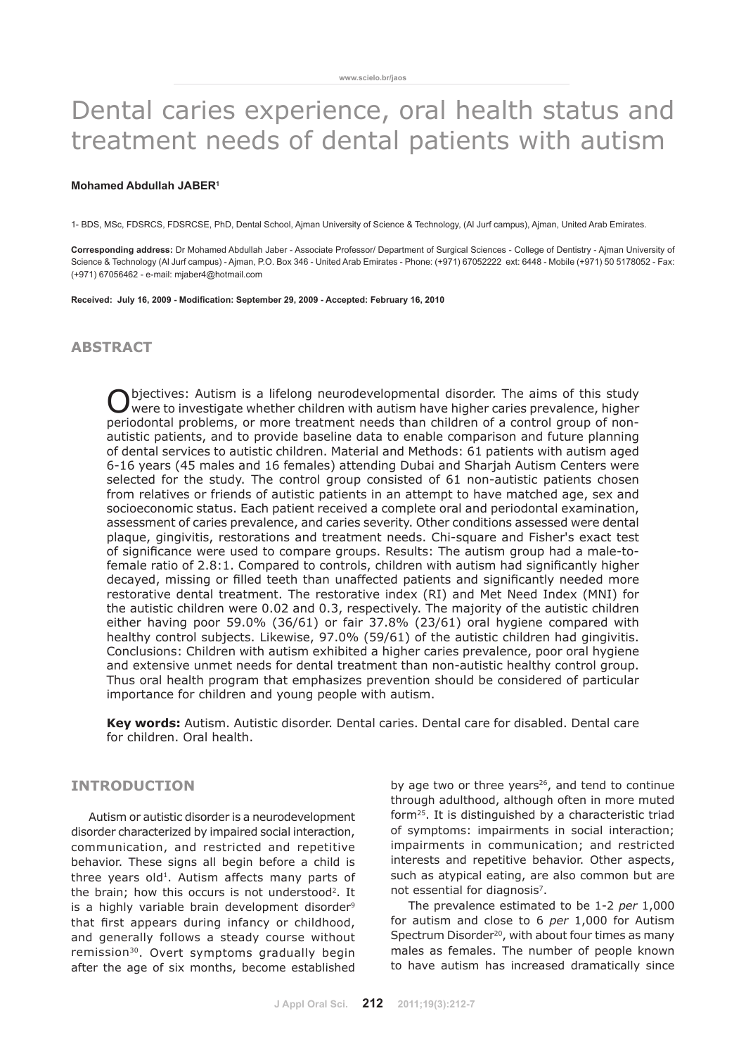# Dental caries experience, oral health status and treatment needs of dental patients with autism

**Mohamed Abdullah JABER**[1]

1- BDS, MSc, FDSRCS, FDSRCSE, PhD, Dental School, Ajman University of Science & Technology, (Al Jurf campus), Ajman, United Arab Emirates.

**Corresponding address:** Dr Mohamed Abdullah Jaber - Associate Professor/ Department of Surgical Sciences - College of Dentistry - Ajman University of Science & Technology (Al Jurf campus) - Ajman, P.O. Box 346 - United Arab Emirates - Phone: (+971) 67052222 ext: 6448 - Mobile (+971) 50 5178052 - Fax: (+971) 67056462 - e-mail: mjaber4@hotmail.com

**Received: July 16, 2009 - Modification: September 29, 2009 - Accepted: February 16, 2010**

## ABSTRACT

Objectives: Autism is a lifelong neurodevelopmental disorder. The aims of this study were to investigate whether children with autism have higher caries prevalence, higher periodontal problems, or more treatment needs than children of a control group of non-autistic patients, and to provide baseline data to enable comparison and future planning of dental services to autistic children. Material and Methods: 61 patients with autism aged 6-16 years (45 males and 16 females) attending Dubai and Sharjah Autism Centers were selected for the study. The control group consisted of 61 non-autistic patients chosen from relatives or friends of autistic patients in an attempt to have matched age, sex and socioeconomic status. Each patient received a complete oral and periodontal examination, assessment of caries prevalence, and caries severity. Other conditions assessed were dental plaque, gingivitis, restorations and treatment needs. Chi-square and Fisher's exact test of significance were used to compare groups. Results: The autism group had a male-to-female ratio of 2.8:1. Compared to controls, children with autism had significantly higher decayed, missing or filled teeth than unaffected patients and significantly needed more restorative dental treatment. The restorative index (RI) and Met Need Index (MNI) for the autistic children were 0.02 and 0.3, respectively. The majority of the autistic children either having poor 59.0% (36/61) or fair 37.8% (23/61) oral hygiene compared with healthy control subjects. Likewise, 97.0% (59/61) of the autistic children had gingivitis. Conclusions: Children with autism exhibited a higher caries prevalence, poor oral hygiene and extensive unmet needs for dental treatment than non-autistic healthy control group. Thus oral health program that emphasizes prevention should be considered of particular importance for children and young people with autism.

**Key words:** Autism. Autistic disorder. Dental caries. Dental care for disabled. Dental care for children. Oral health.

## INTRODUCTION

Autism or autistic disorder is a neurodevelopment disorder characterized by impaired social interaction, communication, and restricted and repetitive behavior. These signs all begin before a child is three years old[1]. Autism affects many parts of the brain; how this occurs is not understood[2]. It is a highly variable brain development disorder[9] that first appears during infancy or childhood, and generally follows a steady course without remission[30]. Overt symptoms gradually begin after the age of six months, become established by age two or three years[26], and tend to continue through adulthood, although often in more muted form[25]. It is distinguished by a characteristic triad of symptoms: impairments in social interaction; impairments in communication; and restricted interests and repetitive behavior. Other aspects, such as atypical eating, are also common but are not essential for diagnosis[7].

The prevalence estimated to be 1-2 *per* 1,000 for autism and close to 6 *per* 1,000 for Autism Spectrum Disorder[20], with about four times as many males as females. The number of people known to have autism has increased dramatically since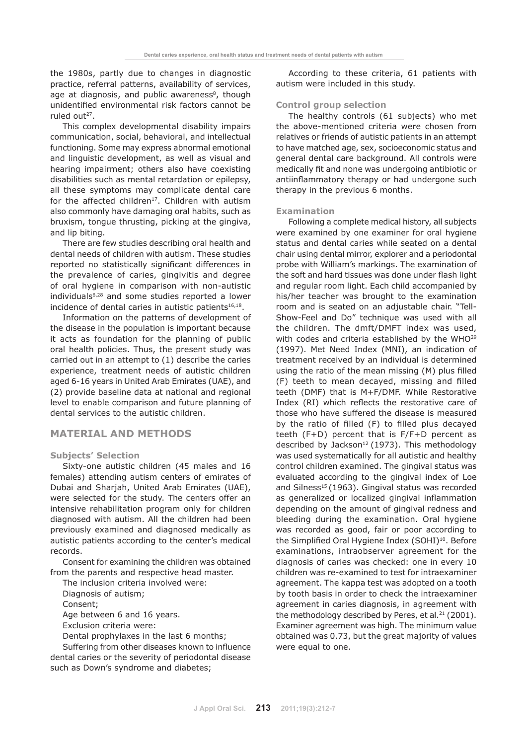the 1980s, partly due to changes in diagnostic practice, referral patterns, availability of services, age at diagnosis, and public awareness[8], though unidentified environmental risk factors cannot be ruled out[27].

This complex developmental disability impairs communication, social, behavioral, and intellectual functioning. Some may express abnormal emotional and linguistic development, as well as visual and hearing impairment; others also have coexisting disabilities such as mental retardation or epilepsy, all these symptoms may complicate dental care for the affected children[17]. Children with autism also commonly have damaging oral habits, such as bruxism, tongue thrusting, picking at the gingiva, and lip biting.

There are few studies describing oral health and dental needs of children with autism. These studies reported no statistically significant differences in the prevalence of caries, gingivitis and degree of oral hygiene in comparison with non-autistic individuals[6,28] and some studies reported a lower incidence of dental caries in autistic patients[16,18].

Information on the patterns of development of the disease in the population is important because it acts as foundation for the planning of public oral health policies. Thus, the present study was carried out in an attempt to (1) describe the caries experience, treatment needs of autistic children aged 6-16 years in United Arab Emirates (UAE), and (2) provide baseline data at national and regional level to enable comparison and future planning of dental services to the autistic children.

## MATERIAL AND METHODS

### Subjects' Selection

Sixty-one autistic children (45 males and 16 females) attending autism centers of emirates of Dubai and Sharjah, United Arab Emirates (UAE), were selected for the study. The centers offer an intensive rehabilitation program only for children diagnosed with autism. All the children had been previously examined and diagnosed medically as autistic patients according to the center's medical records.

Consent for examining the children was obtained from the parents and respective head master.

The inclusion criteria involved were:

Diagnosis of autism;

Consent;

Age between 6 and 16 years.

Exclusion criteria were:

Dental prophylaxes in the last 6 months;

Suffering from other diseases known to influence dental caries or the severity of periodontal disease such as Down's syndrome and diabetes;

According to these criteria, 61 patients with autism were included in this study.

### Control group selection

The healthy controls (61 subjects) who met the above-mentioned criteria were chosen from relatives or friends of autistic patients in an attempt to have matched age, sex, socioeconomic status and general dental care background. All controls were medically fit and none was undergoing antibiotic or antiinflammatory therapy or had undergone such therapy in the previous 6 months.

### Examination

Following a complete medical history, all subjects were examined by one examiner for oral hygiene status and dental caries while seated on a dental chair using dental mirror, explorer and a periodontal probe with William's markings. The examination of the soft and hard tissues was done under flash light and regular room light. Each child accompanied by his/her teacher was brought to the examination room and is seated on an adjustable chair. "Tell-Show-Feel and Do" technique was used with all the children. The dmft/DMFT index was used, with codes and criteria established by the WHO[29] (1997). Met Need Index (MNI), an indication of treatment received by an individual is determined using the ratio of the mean missing (M) plus filled (F) teeth to mean decayed, missing and filled teeth (DMF) that is M+F/DMF. While Restorative Index (RI) which reflects the restorative care of those who have suffered the disease is measured by the ratio of filled (F) to filled plus decayed teeth (F+D) percent that is F/F+D percent as described by Jackson[12] (1973). This methodology was used systematically for all autistic and healthy control children examined. The gingival status was evaluated according to the gingival index of Loe and Silness[15] (1963). Gingival status was recorded as generalized or localized gingival inflammation depending on the amount of gingival redness and bleeding during the examination. Oral hygiene was recorded as good, fair or poor according to the Simplified Oral Hygiene Index (SOHI)[10]. Before examinations, intraobserver agreement for the diagnosis of caries was checked: one in every 10 children was re-examined to test for intraexaminer agreement. The kappa test was adopted on a tooth by tooth basis in order to check the intraexaminer agreement in caries diagnosis, in agreement with the methodology described by Peres, et al.[21] (2001). Examiner agreement was high. The minimum value obtained was 0.73, but the great majority of values were equal to one.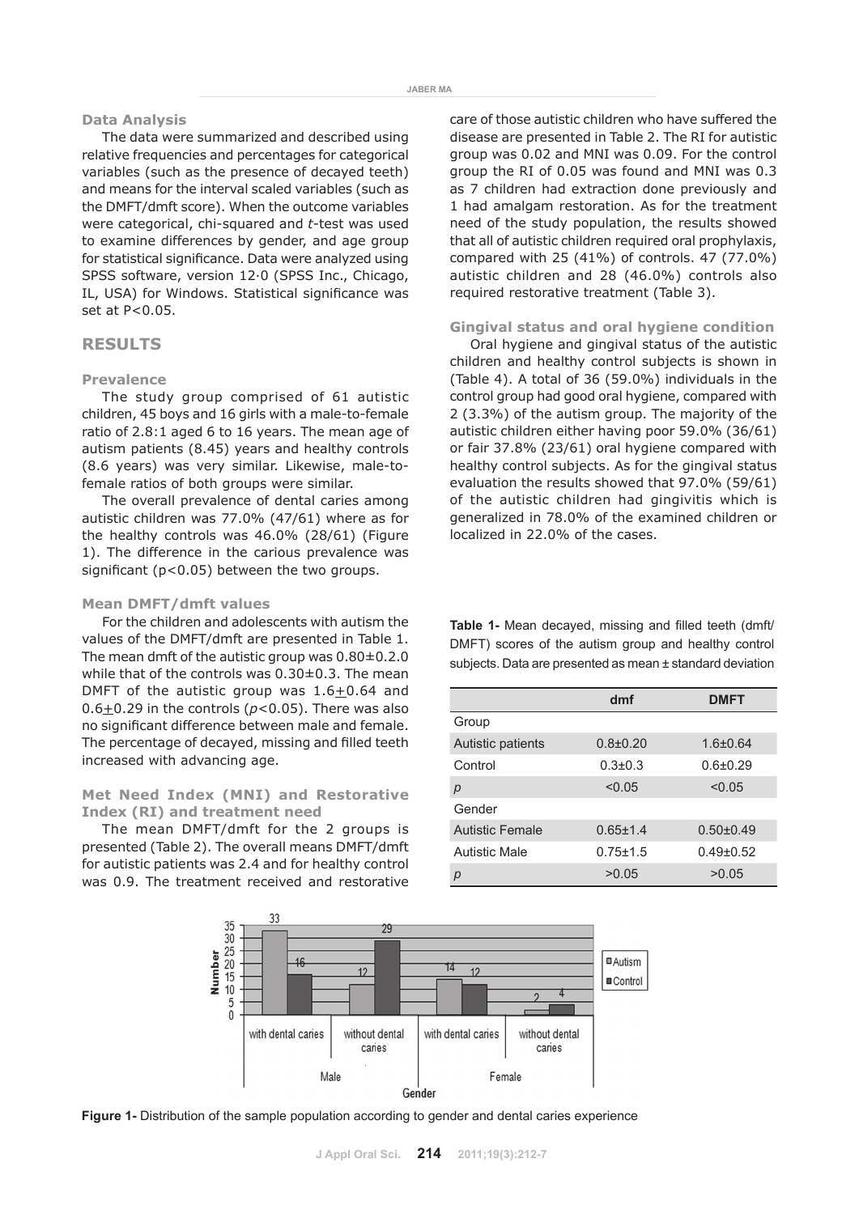### Data Analysis

The data were summarized and described using relative frequencies and percentages for categorical variables (such as the presence of decayed teeth) and means for the interval scaled variables (such as the DMFT/dmft score). When the outcome variables were categorical, chi-squared and *t*-test was used to examine differences by gender, and age group for statistical significance. Data were analyzed using SPSS software, version 12·0 (SPSS Inc., Chicago, IL, USA) for Windows. Statistical significance was set at $P<0.05$.

## RESULTS

### Prevalence

The study group comprised of 61 autistic children, 45 boys and 16 girls with a male-to-female ratio of 2.8:1 aged 6 to 16 years. The mean age of autism patients (8.45) years and healthy controls (8.6 years) was very similar. Likewise, male-to-female ratios of both groups were similar.

The overall prevalence of dental caries among autistic children was 77.0% (47/61) where as for the healthy controls was 46.0% (28/61) (Figure 1). The difference in the carious prevalence was significant ($p<0.05$) between the two groups.

### Mean DMFT/dmft values

For the children and adolescents with autism the values of the DMFT/dmft are presented in Table 1. The mean dmft of the autistic group was 0.80±0.2.0 while that of the controls was 0.30±0.3. The mean DMFT of the autistic group was 1.6±0.64 and 0.6±0.29 in the controls ($p<0.05$). There was also no significant difference between male and female. The percentage of decayed, missing and filled teeth increased with advancing age.

### Met Need Index (MNI) and Restorative Index (RI) and treatment need

The mean DMFT/dmft for the 2 groups is presented (Table 2). The overall means DMFT/dmft for autistic patients was 2.4 and for healthy control was 0.9. The treatment received and restorative care of those autistic children who have suffered the disease are presented in Table 2. The RI for autistic group was 0.02 and MNI was 0.09. For the control group the RI of 0.05 was found and MNI was 0.3 as 7 children had extraction done previously and 1 had amalgam restoration. As for the treatment need of the study population, the results showed that all of autistic children required oral prophylaxis, compared with 25 (41%) of controls. 47 (77.0%) autistic children and 28 (46.0%) controls also required restorative treatment (Table 3).

### Gingival status and oral hygiene condition

Oral hygiene and gingival status of the autistic children and healthy control subjects is shown in (Table 4). A total of 36 (59.0%) individuals in the control group had good oral hygiene, compared with 2 (3.3%) of the autism group. The majority of the autistic children either having poor 59.0% (36/61) or fair 37.8% (23/61) oral hygiene compared with healthy control subjects. As for the gingival status evaluation the results showed that 97.0% (59/61) of the autistic children had gingivitis which is generalized in 78.0% of the examined children or localized in 22.0% of the cases.

**Table 1-** Mean decayed, missing and filled teeth (dmft/DMFT) scores of the autism group and healthy control subjects. Data are presented as mean ± standard deviation

| | dmf | DMFT |
|---|---|---|
| Group | | |
| Autistic patients | 0.8±0.20 | 1.6±0.64 |
| Control | 0.3±0.3 | 0.6±0.29 |
| *p* | <0.05 | <0.05 |
| Gender | | |
| Autistic Female | 0.65±1.4 | 0.50±0.49 |
| Autistic Male | 0.75±1.5 | 0.49±0.52 |
| *p* | >0.05 | >0.05 |

**Figure 1-** Distribution of the sample population according to gender and dental caries experience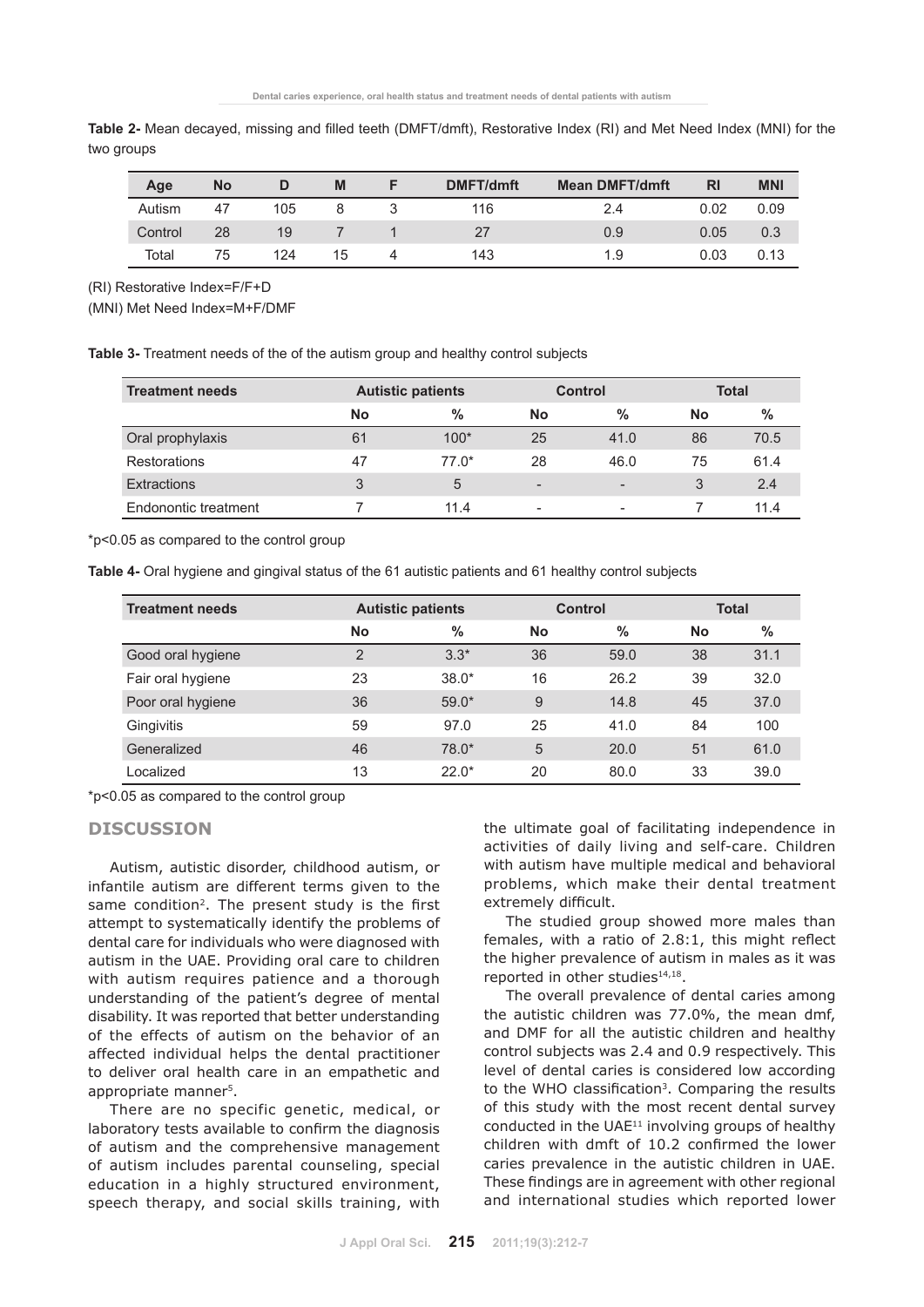**Table 2-** Mean decayed, missing and filled teeth (DMFT/dmft), Restorative Index (RI) and Met Need Index (MNI) for the two groups

| Age | No | D | M | F | DMFT/dmft | Mean DMFT/dmft | RI | MNI |
|---|---|---|---|---|---|---|---|---|
| Autism | 47 | 105 | 8 | 3 | 116 | 2.4 | 0.02 | 0.09 |
| Control | 28 | 19 | 7 | 1 | 27 | 0.9 | 0.05 | 0.3 |
| Total | 75 | 124 | 15 | 4 | 143 | 1.9 | 0.03 | 0.13 |

(RI) Restorative Index=F/F+D

(MNI) Met Need Index=M+F/DMF

**Table 3-** Treatment needs of the of the autism group and healthy control subjects

| Treatment needs | Autistic patients | | Control | | Total | |
|---|---|---|---|---|---|---|
| | No | % | No | % | No | % |
| Oral prophylaxis | 61 | 100* | 25 | 41.0 | 86 | 70.5 |
| Restorations | 47 | 77.0* | 28 | 46.0 | 75 | 61.4 |
| Extractions | 3 | 5 | - | - | 3 | 2.4 |
| Endonontic treatment | 7 | 11.4 | - | - | 7 | 11.4 |

*p<0.05 as compared to the control group

**Table 4-** Oral hygiene and gingival status of the 61 autistic patients and 61 healthy control subjects

| Treatment needs | Autistic patients | | Control | | Total | |
|---|---|---|---|---|---|---|
| | No | % | No | % | No | % |
| Good oral hygiene | 2 | 3.3* | 36 | 59.0 | 38 | 31.1 |
| Fair oral hygiene | 23 | 38.0* | 16 | 26.2 | 39 | 32.0 |
| Poor oral hygiene | 36 | 59.0* | 9 | 14.8 | 45 | 37.0 |
| Gingivitis | 59 | 97.0 | 25 | 41.0 | 84 | 100 |
| Generalized | 46 | 78.0* | 5 | 20.0 | 51 | 61.0 |
| Localized | 13 | 22.0* | 20 | 80.0 | 33 | 39.0 |

*p<0.05 as compared to the control group

## DISCUSSION

Autism, autistic disorder, childhood autism, or infantile autism are different terms given to the same condition[2]. The present study is the first attempt to systematically identify the problems of dental care for individuals who were diagnosed with autism in the UAE. Providing oral care to children with autism requires patience and a thorough understanding of the patient's degree of mental disability. It was reported that better understanding of the effects of autism on the behavior of an affected individual helps the dental practitioner to deliver oral health care in an empathetic and appropriate manner[5].

There are no specific genetic, medical, or laboratory tests available to confirm the diagnosis of autism and the comprehensive management of autism includes parental counseling, special education in a highly structured environment, speech therapy, and social skills training, with the ultimate goal of facilitating independence in activities of daily living and self-care. Children with autism have multiple medical and behavioral problems, which make their dental treatment extremely difficult.

The studied group showed more males than females, with a ratio of 2.8:1, this might reflect the higher prevalence of autism in males as it was reported in other studies[14,18].

The overall prevalence of dental caries among the autistic children was 77.0%, the mean dmf, and DMF for all the autistic children and healthy control subjects was 2.4 and 0.9 respectively. This level of dental caries is considered low according to the WHO classification[3]. Comparing the results of this study with the most recent dental survey conducted in the UAE[11] involving groups of healthy children with dmft of 10.2 confirmed the lower caries prevalence in the autistic children in UAE. These findings are in agreement with other regional and international studies which reported lower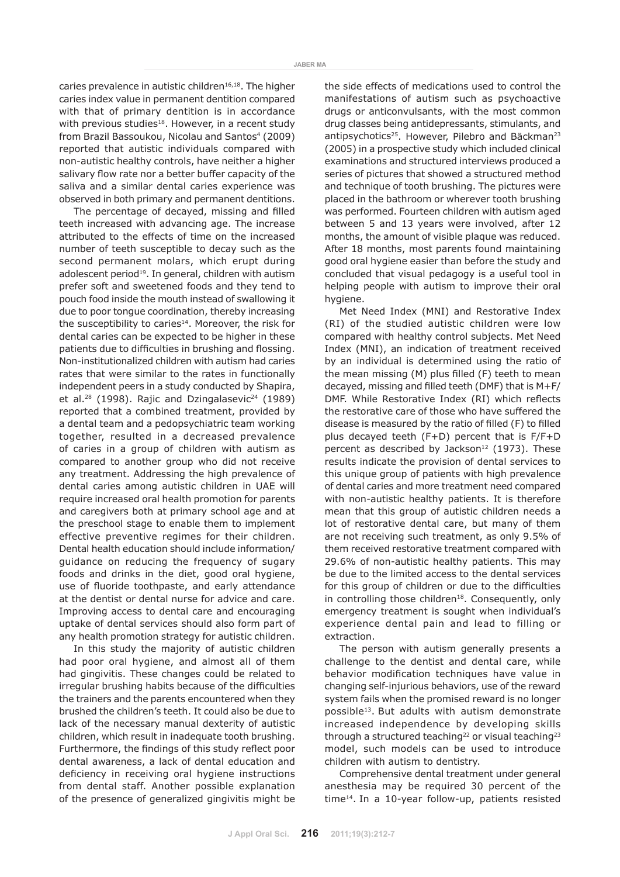caries prevalence in autistic children[16,18]. The higher caries index value in permanent dentition compared with that of primary dentition is in accordance with previous studies[18]. However, in a recent study from Brazil Bassoukou, Nicolau and Santos[4] (2009) reported that autistic individuals compared with non-autistic healthy controls, have neither a higher salivary flow rate nor a better buffer capacity of the saliva and a similar dental caries experience was observed in both primary and permanent dentitions.

The percentage of decayed, missing and filled teeth increased with advancing age. The increase attributed to the effects of time on the increased number of teeth susceptible to decay such as the second permanent molars, which erupt during adolescent period[19]. In general, children with autism prefer soft and sweetened foods and they tend to pouch food inside the mouth instead of swallowing it due to poor tongue coordination, thereby increasing the susceptibility to caries[14]. Moreover, the risk for dental caries can be expected to be higher in these patients due to difficulties in brushing and flossing. Non-institutionalized children with autism had caries rates that were similar to the rates in functionally independent peers in a study conducted by Shapira, et al.[28] (1998). Rajic and Dzingalasevic[24] (1989) reported that a combined treatment, provided by a dental team and a pedopsychiatric team working together, resulted in a decreased prevalence of caries in a group of children with autism as compared to another group who did not receive any treatment. Addressing the high prevalence of dental caries among autistic children in UAE will require increased oral health promotion for parents and caregivers both at primary school age and at the preschool stage to enable them to implement effective preventive regimes for their children. Dental health education should include information/guidance on reducing the frequency of sugary foods and drinks in the diet, good oral hygiene, use of fluoride toothpaste, and early attendance at the dentist or dental nurse for advice and care. Improving access to dental care and encouraging uptake of dental services should also form part of any health promotion strategy for autistic children.

In this study the majority of autistic children had poor oral hygiene, and almost all of them had gingivitis. These changes could be related to irregular brushing habits because of the difficulties the trainers and the parents encountered when they brushed the children's teeth. It could also be due to lack of the necessary manual dexterity of autistic children, which result in inadequate tooth brushing. Furthermore, the findings of this study reflect poor dental awareness, a lack of dental education and deficiency in receiving oral hygiene instructions from dental staff. Another possible explanation of the presence of generalized gingivitis might be the side effects of medications used to control the manifestations of autism such as psychoactive drugs or anticonvulsants, with the most common drug classes being antidepressants, stimulants, and antipsychotics[25]. However, Pilebro and Bäckman[23] (2005) in a prospective study which included clinical examinations and structured interviews produced a series of pictures that showed a structured method and technique of tooth brushing. The pictures were placed in the bathroom or wherever tooth brushing was performed. Fourteen children with autism aged between 5 and 13 years were involved, after 12 months, the amount of visible plaque was reduced. After 18 months, most parents found maintaining good oral hygiene easier than before the study and concluded that visual pedagogy is a useful tool in helping people with autism to improve their oral hygiene.

Met Need Index (MNI) and Restorative Index (RI) of the studied autistic children were low compared with healthy control subjects. Met Need Index (MNI), an indication of treatment received by an individual is determined using the ratio of the mean missing (M) plus filled (F) teeth to mean decayed, missing and filled teeth (DMF) that is M+F/DMF. While Restorative Index (RI) which reflects the restorative care of those who have suffered the disease is measured by the ratio of filled (F) to filled plus decayed teeth (F+D) percent that is F/F+D percent as described by Jackson[12] (1973). These results indicate the provision of dental services to this unique group of patients with high prevalence of dental caries and more treatment need compared with non-autistic healthy patients. It is therefore mean that this group of autistic children needs a lot of restorative dental care, but many of them are not receiving such treatment, as only 9.5% of them received restorative treatment compared with 29.6% of non-autistic healthy patients. This may be due to the limited access to the dental services for this group of children or due to the difficulties in controlling those children[18]. Consequently, only emergency treatment is sought when individual's experience dental pain and lead to filling or extraction.

The person with autism generally presents a challenge to the dentist and dental care, while behavior modification techniques have value in changing self-injurious behaviors, use of the reward system fails when the promised reward is no longer possible[13]. But adults with autism demonstrate increased independence by developing skills through a structured teaching[22] or visual teaching[23] model, such models can be used to introduce children with autism to dentistry.

Comprehensive dental treatment under general anesthesia may be required 30 percent of the time[14]. In a 10-year follow-up, patients resisted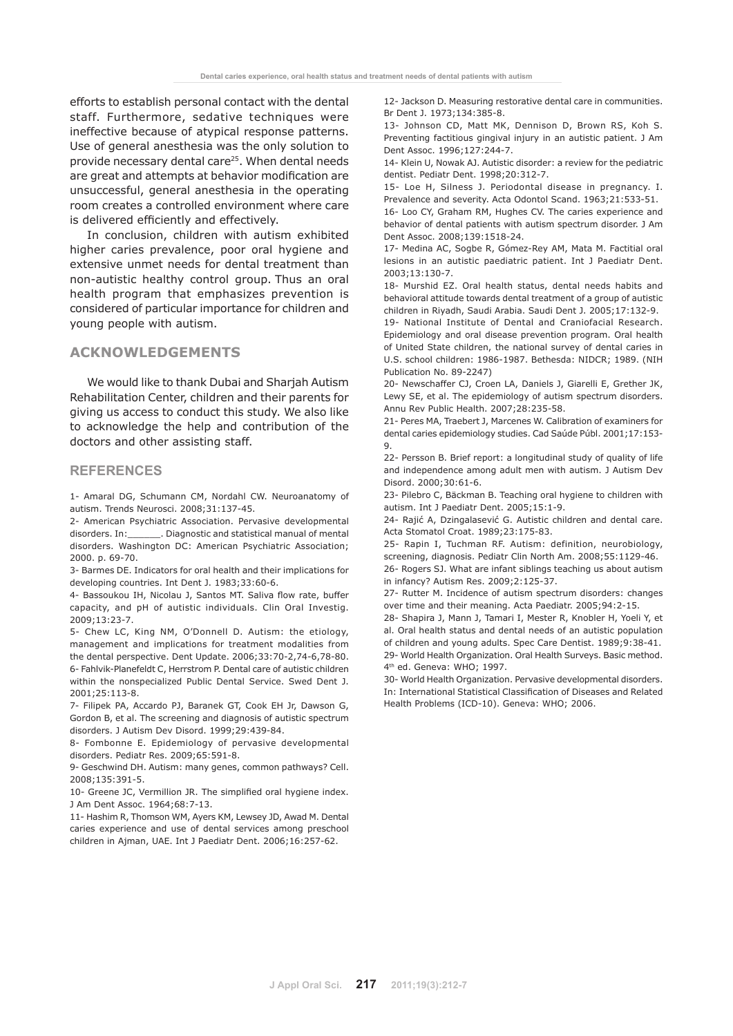efforts to establish personal contact with the dental staff. Furthermore, sedative techniques were ineffective because of atypical response patterns. Use of general anesthesia was the only solution to provide necessary dental care[25]. When dental needs are great and attempts at behavior modification are unsuccessful, general anesthesia in the operating room creates a controlled environment where care is delivered efficiently and effectively.

In conclusion, children with autism exhibited higher caries prevalence, poor oral hygiene and extensive unmet needs for dental treatment than non-autistic healthy control group. Thus an oral health program that emphasizes prevention is considered of particular importance for children and young people with autism.

## ACKNOWLEDGEMENTS

We would like to thank Dubai and Sharjah Autism Rehabilitation Center, children and their parents for giving us access to conduct this study. We also like to acknowledge the help and contribution of the doctors and other assisting staff.

## REFERENCES

1- Amaral DG, Schumann CM, Nordahl CW. Neuroanatomy of autism. Trends Neurosci. 2008;31:137-45.

2- American Psychiatric Association. Pervasive developmental disorders. In:______. Diagnostic and statistical manual of mental disorders. Washington DC: American Psychiatric Association; 2000. p. 69-70.

3- Barmes DE. Indicators for oral health and their implications for developing countries. Int Dent J. 1983;33:60-6.

4- Bassoukou IH, Nicolau J, Santos MT. Saliva flow rate, buffer capacity, and pH of autistic individuals. Clin Oral Investig. 2009;13:23-7.

5- Chew LC, King NM, O'Donnell D. Autism: the etiology, management and implications for treatment modalities from the dental perspective. Dent Update. 2006;33:70-2,74-6,78-80.

6- Fahlvik-Planefeldt C, Herrstrom P. Dental care of autistic children within the nonspecialized Public Dental Service. Swed Dent J. 2001;25:113-8.

7- Filipek PA, Accardo PJ, Baranek GT, Cook EH Jr, Dawson G, Gordon B, et al. The screening and diagnosis of autistic spectrum disorders. J Autism Dev Disord. 1999;29:439-84.

8- Fombonne E. Epidemiology of pervasive developmental disorders. Pediatr Res. 2009;65:591-8.

9- Geschwind DH. Autism: many genes, common pathways? Cell. 2008;135:391-5.

10- Greene JC, Vermillion JR. The simplified oral hygiene index. J Am Dent Assoc. 1964;68:7-13.

11- Hashim R, Thomson WM, Ayers KM, Lewsey JD, Awad M. Dental caries experience and use of dental services among preschool children in Ajman, UAE. Int J Paediatr Dent. 2006;16:257-62.

12- Jackson D. Measuring restorative dental care in communities. Br Dent J. 1973;134:385-8.

13- Johnson CD, Matt MK, Dennison D, Brown RS, Koh S. Preventing factitious gingival injury in an autistic patient. J Am Dent Assoc. 1996;127:244-7.

14- Klein U, Nowak AJ. Autistic disorder: a review for the pediatric dentist. Pediatr Dent. 1998;20:312-7.

15- Loe H, Silness J. Periodontal disease in pregnancy. I. Prevalence and severity. Acta Odontol Scand. 1963;21:533-51.

16- Loo CY, Graham RM, Hughes CV. The caries experience and behavior of dental patients with autism spectrum disorder. J Am Dent Assoc. 2008;139:1518-24.

17- Medina AC, Sogbe R, Gómez-Rey AM, Mata M. Factitial oral lesions in an autistic paediatric patient. Int J Paediatr Dent. 2003;13:130-7.

18- Murshid EZ. Oral health status, dental needs habits and behavioral attitude towards dental treatment of a group of autistic children in Riyadh, Saudi Arabia. Saudi Dent J. 2005;17:132-9.

19- National Institute of Dental and Craniofacial Research. Epidemiology and oral disease prevention program. Oral health of United State children, the national survey of dental caries in U.S. school children: 1986-1987. Bethesda: NIDCR; 1989. (NIH Publication No. 89-2247)

20- Newschaffer CJ, Croen LA, Daniels J, Giarelli E, Grether JK, Lewy SE, et al. The epidemiology of autism spectrum disorders. Annu Rev Public Health. 2007;28:235-58.

21- Peres MA, Traebert J, Marcenes W. Calibration of examiners for dental caries epidemiology studies. Cad Saúde Públ. 2001;17:153-9.

22- Persson B. Brief report: a longitudinal study of quality of life and independence among adult men with autism. J Autism Dev Disord. 2000;30:61-6.

23- Pilebro C, Bäckman B. Teaching oral hygiene to children with autism. Int J Paediatr Dent. 2005;15:1-9.

24- Rajić A, Dzingalasević G. Autistic children and dental care. Acta Stomatol Croat. 1989;23:175-83.

25- Rapin I, Tuchman RF. Autism: definition, neurobiology, screening, diagnosis. Pediatr Clin North Am. 2008;55:1129-46.

26- Rogers SJ. What are infant siblings teaching us about autism in infancy? Autism Res. 2009;2:125-37.

27- Rutter M. Incidence of autism spectrum disorders: changes over time and their meaning. Acta Paediatr. 2005;94:2-15.

28- Shapira J, Mann J, Tamari I, Mester R, Knobler H, Yoeli Y, et al. Oral health status and dental needs of an autistic population of children and young adults. Spec Care Dentist. 1989;9:38-41.

29- World Health Organization. Oral Health Surveys. Basic method. 4th ed. Geneva: WHO; 1997.

30- World Health Organization. Pervasive developmental disorders. In: International Statistical Classification of Diseases and Related Health Problems (ICD-10). Geneva: WHO; 2006.